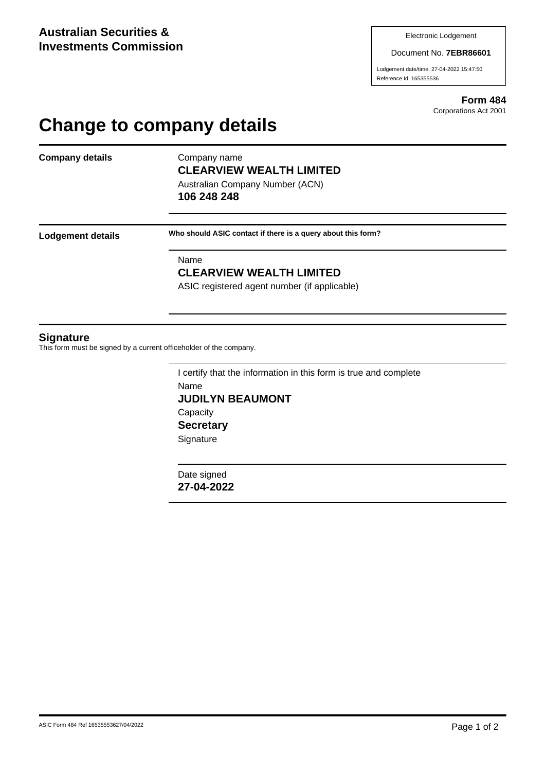**Australian Securities & Investments Commission**

Electronic Lodgement

Document No. **7EBR86601**

Lodgement date/time: 27-04-2022 15:47:50

Reference Id: 165355536

**Form 484**

Corporations Act 2001

# Change to company details

## Company details

Company name

**CLEARVIEW WEALTH LIMITED**

Australian Company Number (ACN)

**106 248 248**

## Lodgement details

**Who should ASIC contact if there is a query about this form?**

Name

**CLEARVIEW WEALTH LIMITED**

ASIC registered agent number (if applicable)

## Signature

This form must be signed by a current officeholder of the company.

I certify that the information in this form is true and complete

Name

**JUDILYN BEAUMONT**

Capacity

**Secretary**

Signature

Date signed

**27-04-2022**

ASIC Form 484 Ref 16535553627/04/2022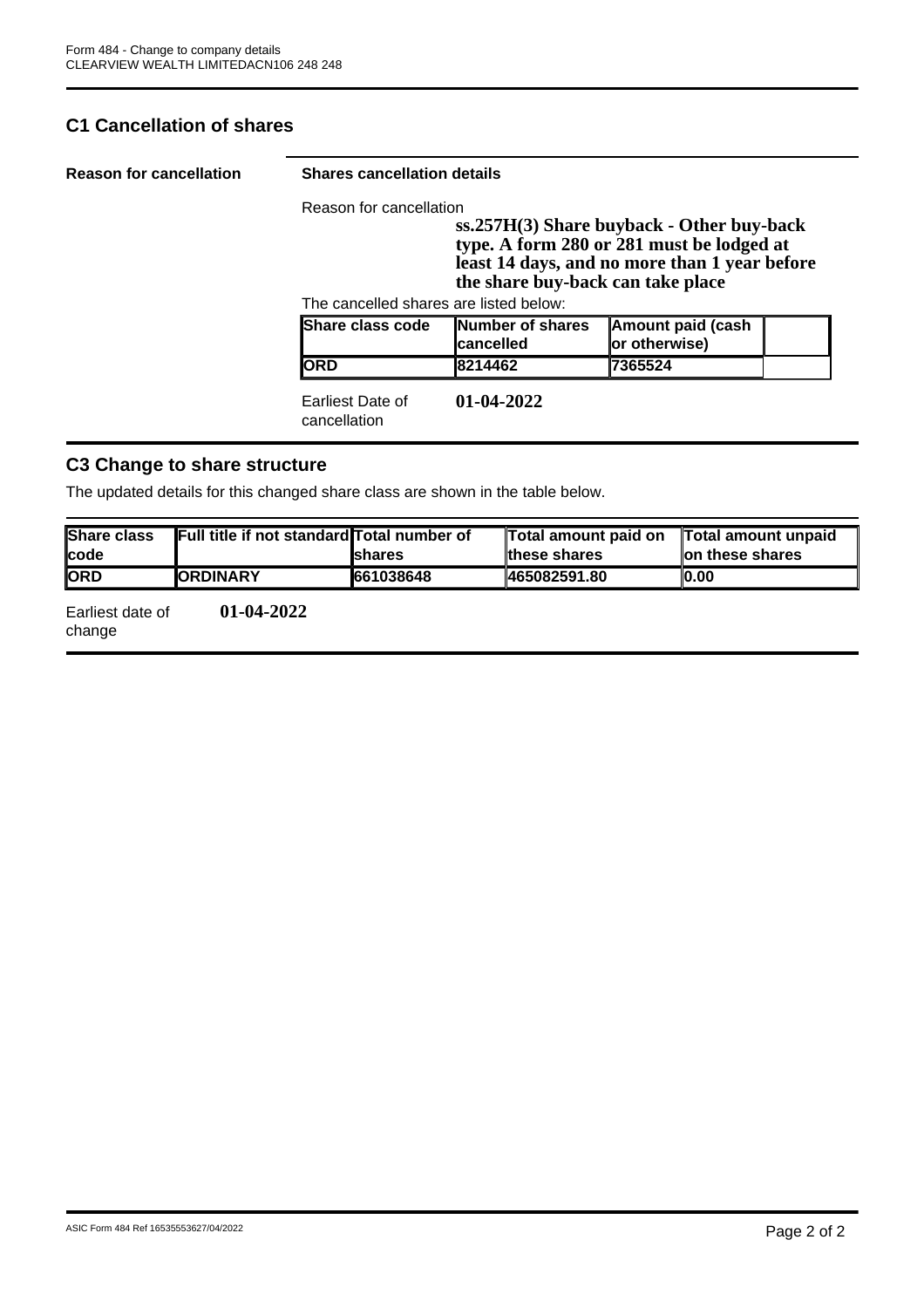## C1 Cancellation of shares

**Reason for cancellation**

**Shares cancellation details**

Reason for cancellation **ss.257H(3) Share buyback - Other buy-back type. A form 280 or 281 must be lodged at least 14 days, and no more than 1 year before the share buy-back can take place**

The cancelled shares are listed below:

| Share class code | Number of shares cancelled | Amount paid (cash or otherwise) | |
|---|---|---|---|
| ORD | 8214462 | 7365524 | |

Earliest Date of cancellation **01-04-2022**

## C3 Change to share structure

The updated details for this changed share class are shown in the table below.

| Share class code | Full title if not standard | Total number of shares | Total amount paid on these shares | Total amount unpaid on these shares |
|---|---|---|---|---|
| ORD | ORDINARY | 661038648 | 465082591.80 | 0.00 |

Earliest date of change **01-04-2022**